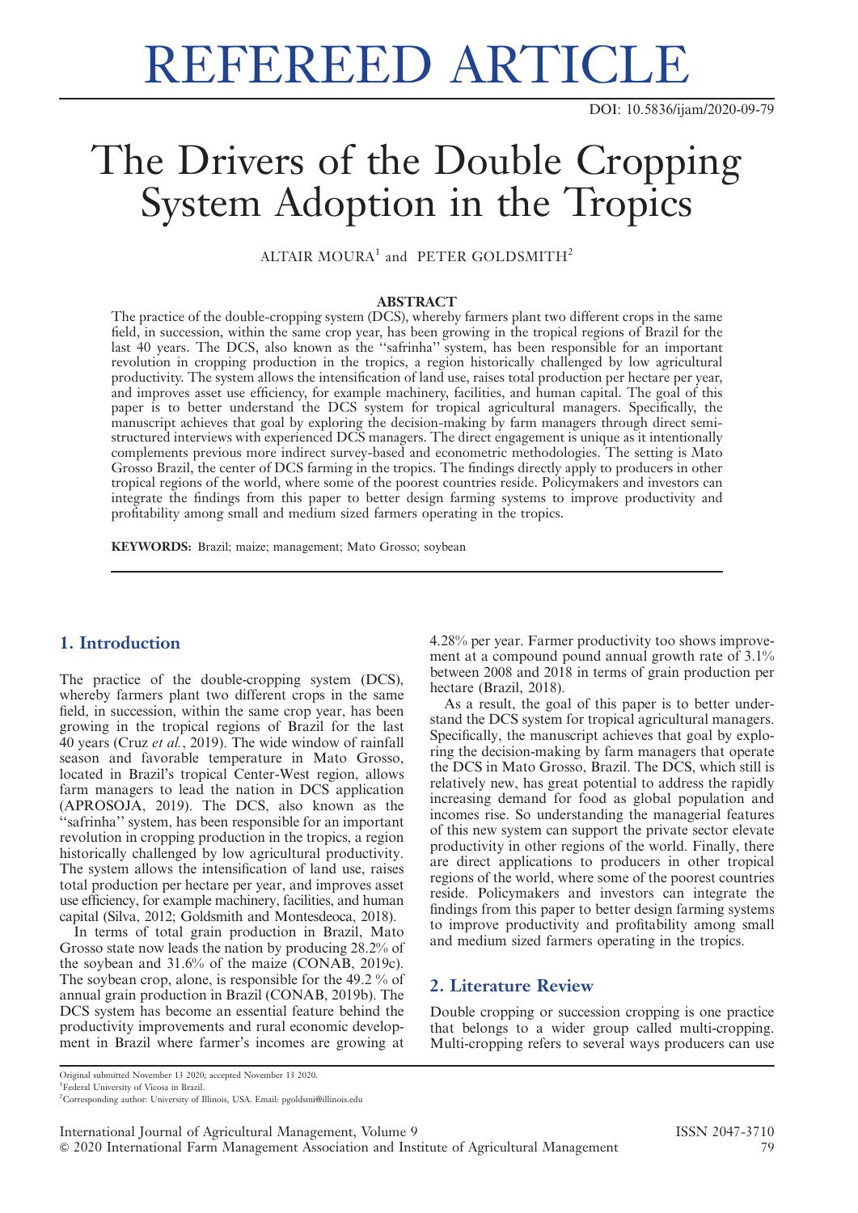# REFEREED ARTICLE

DOI: 10.5836/ijam/2020-09-79

# The Drivers of the Double Cropping System Adoption in the Tropics

ALTAIR MOURA[1] and PETER GOLDSMITH[2]

## ABSTRACT

The practice of the double-cropping system (DCS), whereby farmers plant two different crops in the same field, in succession, within the same crop year, has been growing in the tropical regions of Brazil for the last 40 years. The DCS, also known as the ''safrinha'' system, has been responsible for an important revolution in cropping production in the tropics, a region historically challenged by low agricultural productivity. The system allows the intensification of land use, raises total production per hectare per year, and improves asset use efficiency, for example machinery, facilities, and human capital. The goal of this paper is to better understand the DCS system for tropical agricultural managers. Specifically, the manuscript achieves that goal by exploring the decision-making by farm managers through direct semi-structured interviews with experienced DCS managers. The direct engagement is unique as it intentionally complements previous more indirect survey-based and econometric methodologies. The setting is Mato Grosso Brazil, the center of DCS farming in the tropics. The findings directly apply to producers in other tropical regions of the world, where some of the poorest countries reside. Policymakers and investors can integrate the findings from this paper to better design farming systems to improve productivity and profitability among small and medium sized farmers operating in the tropics.

**KEYWORDS:** Brazil; maize; management; Mato Grosso; soybean

## 1. Introduction

The practice of the double-cropping system (DCS), whereby farmers plant two different crops in the same field, in succession, within the same crop year, has been growing in the tropical regions of Brazil for the last 40 years (Cruz *et al.*, 2019). The wide window of rainfall season and favorable temperature in Mato Grosso, located in Brazil's tropical Center-West region, allows farm managers to lead the nation in DCS application (APROSOJA, 2019). The DCS, also known as the ''safrinha'' system, has been responsible for an important revolution in cropping production in the tropics, a region historically challenged by low agricultural productivity. The system allows the intensification of land use, raises total production per hectare per year, and improves asset use efficiency, for example machinery, facilities, and human capital (Silva, 2012; Goldsmith and Montesdeoca, 2018).

In terms of total grain production in Brazil, Mato Grosso state now leads the nation by producing 28.2% of the soybean and 31.6% of the maize (CONAB, 2019c). The soybean crop, alone, is responsible for the 49.2 % of annual grain production in Brazil (CONAB, 2019b). The DCS system has become an essential feature behind the productivity improvements and rural economic development in Brazil where farmer's incomes are growing at 4.28% per year. Farmer productivity too shows improvement at a compound pound annual growth rate of 3.1% between 2008 and 2018 in terms of grain production per hectare (Brazil, 2018).

As a result, the goal of this paper is to better understand the DCS system for tropical agricultural managers. Specifically, the manuscript achieves that goal by exploring the decision-making by farm managers that operate the DCS in Mato Grosso, Brazil. The DCS, which still is relatively new, has great potential to address the rapidly increasing demand for food as global population and incomes rise. So understanding the managerial features of this new system can support the private sector elevate productivity in other regions of the world. Finally, there are direct applications to producers in other tropical regions of the world, where some of the poorest countries reside. Policymakers and investors can integrate the findings from this paper to better design farming systems to improve productivity and profitability among small and medium sized farmers operating in the tropics.

## 2. Literature Review

Double cropping or succession cropping is one practice that belongs to a wider group called multi-cropping. Multi-cropping refers to several ways producers can use

Original submitted November 13 2020; accepted November 13 2020.

[1]Federal University of Vicosa in Brazil.

[2]Corresponding author: University of Illinois, USA. Email: pgoldsmi@illinois.edu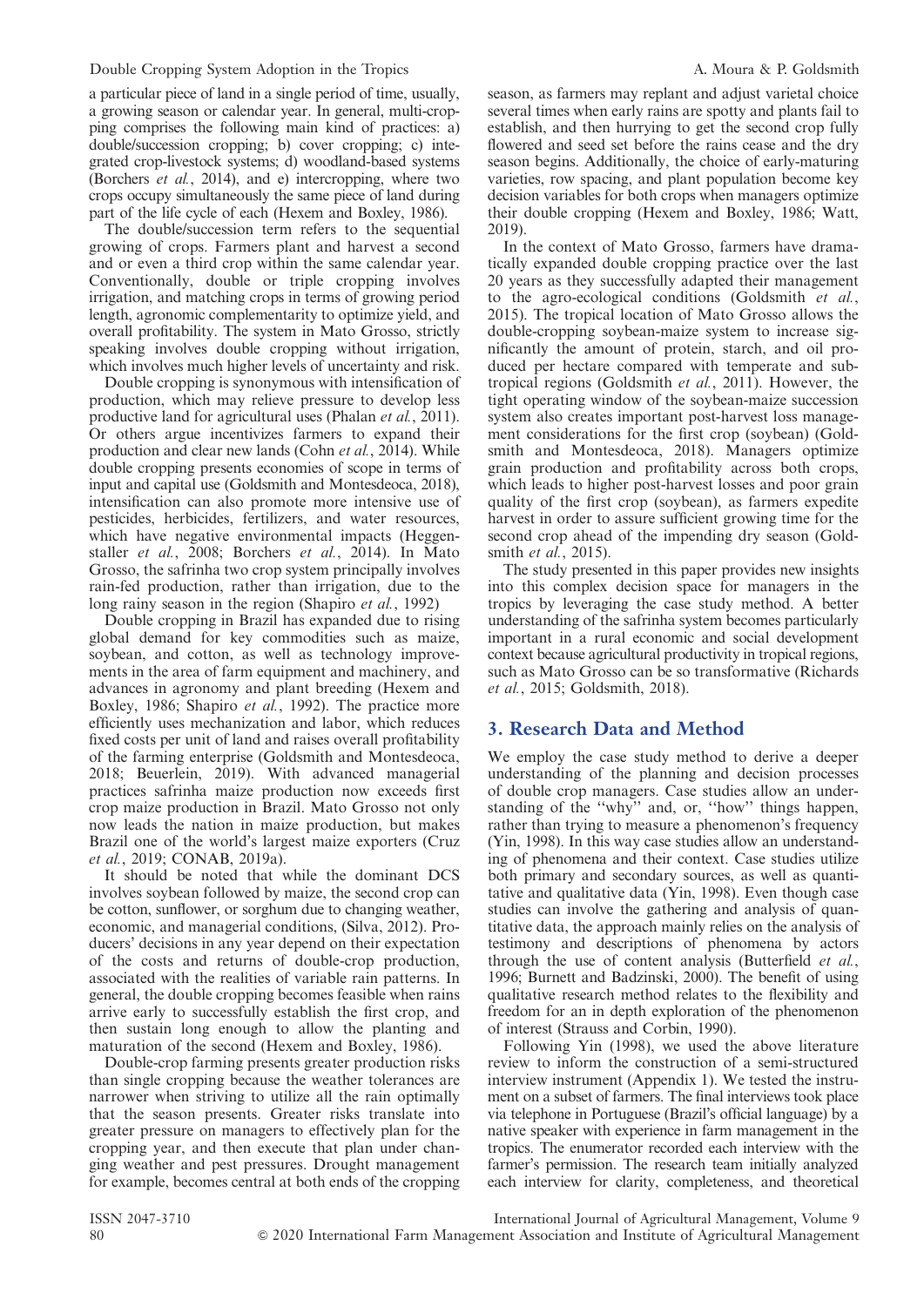a particular piece of land in a single period of time, usually, a growing season or calendar year. In general, multi-cropping comprises the following main kind of practices: a) double/succession cropping; b) cover cropping; c) integrated crop-livestock systems; d) woodland-based systems (Borchers *et al.*, 2014), and e) intercropping, where two crops occupy simultaneously the same piece of land during part of the life cycle of each (Hexem and Boxley, 1986).

The double/succession term refers to the sequential growing of crops. Farmers plant and harvest a second and or even a third crop within the same calendar year. Conventionally, double or triple cropping involves irrigation, and matching crops in terms of growing period length, agronomic complementarity to optimize yield, and overall profitability. The system in Mato Grosso, strictly speaking involves double cropping without irrigation, which involves much higher levels of uncertainty and risk.

Double cropping is synonymous with intensification of production, which may relieve pressure to develop less productive land for agricultural uses (Phalan *et al.*, 2011). Or others argue incentivizes farmers to expand their production and clear new lands (Cohn *et al.*, 2014). While double cropping presents economies of scope in terms of input and capital use (Goldsmith and Montesdeoca, 2018), intensification can also promote more intensive use of pesticides, herbicides, fertilizers, and water resources, which have negative environmental impacts (Heggenstaller *et al.*, 2008; Borchers *et al.*, 2014). In Mato Grosso, the safrinha two crop system principally involves rain-fed production, rather than irrigation, due to the long rainy season in the region (Shapiro *et al.*, 1992)

Double cropping in Brazil has expanded due to rising global demand for key commodities such as maize, soybean, and cotton, as well as technology improvements in the area of farm equipment and machinery, and advances in agronomy and plant breeding (Hexem and Boxley, 1986; Shapiro *et al.*, 1992). The practice more efficiently uses mechanization and labor, which reduces fixed costs per unit of land and raises overall profitability of the farming enterprise (Goldsmith and Montesdeoca, 2018; Beuerlein, 2019). With advanced managerial practices safrinha maize production now exceeds first crop maize production in Brazil. Mato Grosso not only now leads the nation in maize production, but makes Brazil one of the world's largest maize exporters (Cruz *et al.*, 2019; CONAB, 2019a).

It should be noted that while the dominant DCS involves soybean followed by maize, the second crop can be cotton, sunflower, or sorghum due to changing weather, economic, and managerial conditions, (Silva, 2012). Producers' decisions in any year depend on their expectation of the costs and returns of double-crop production, associated with the realities of variable rain patterns. In general, the double cropping becomes feasible when rains arrive early to successfully establish the first crop, and then sustain long enough to allow the planting and maturation of the second (Hexem and Boxley, 1986).

Double-crop farming presents greater production risks than single cropping because the weather tolerances are narrower when striving to utilize all the rain optimally that the season presents. Greater risks translate into greater pressure on managers to effectively plan for the cropping year, and then execute that plan under changing weather and pest pressures. Drought management for example, becomes central at both ends of the cropping season, as farmers may replant and adjust varietal choice several times when early rains are spotty and plants fail to establish, and then hurrying to get the second crop fully flowered and seed set before the rains cease and the dry season begins. Additionally, the choice of early-maturing varieties, row spacing, and plant population become key decision variables for both crops when managers optimize their double cropping (Hexem and Boxley, 1986; Watt, 2019).

In the context of Mato Grosso, farmers have dramatically expanded double cropping practice over the last 20 years as they successfully adapted their management to the agro-ecological conditions (Goldsmith *et al.*, 2015). The tropical location of Mato Grosso allows the double-cropping soybean-maize system to increase significantly the amount of protein, starch, and oil produced per hectare compared with temperate and subtropical regions (Goldsmith *et al.*, 2011). However, the tight operating window of the soybean-maize succession system also creates important post-harvest loss management considerations for the first crop (soybean) (Goldsmith and Montesdeoca, 2018). Managers optimize grain production and profitability across both crops, which leads to higher post-harvest losses and poor grain quality of the first crop (soybean), as farmers expedite harvest in order to assure sufficient growing time for the second crop ahead of the impending dry season (Goldsmith *et al.*, 2015).

The study presented in this paper provides new insights into this complex decision space for managers in the tropics by leveraging the case study method. A better understanding of the safrinha system becomes particularly important in a rural economic and social development context because agricultural productivity in tropical regions, such as Mato Grosso can be so transformative (Richards *et al.*, 2015; Goldsmith, 2018).

## 3. Research Data and Method

We employ the case study method to derive a deeper understanding of the planning and decision processes of double crop managers. Case studies allow an understanding of the "why" and, or, "how" things happen, rather than trying to measure a phenomenon's frequency (Yin, 1998). In this way case studies allow an understanding of phenomena and their context. Case studies utilize both primary and secondary sources, as well as quantitative and qualitative data (Yin, 1998). Even though case studies can involve the gathering and analysis of quantitative data, the approach mainly relies on the analysis of testimony and descriptions of phenomena by actors through the use of content analysis (Butterfield *et al.*, 1996; Burnett and Badzinski, 2000). The benefit of using qualitative research method relates to the flexibility and freedom for an in depth exploration of the phenomenon of interest (Strauss and Corbin, 1990).

Following Yin (1998), we used the above literature review to inform the construction of a semi-structured interview instrument (Appendix 1). We tested the instrument on a subset of farmers. The final interviews took place via telephone in Portuguese (Brazil's official language) by a native speaker with experience in farm management in the tropics. The enumerator recorded each interview with the farmer's permission. The research team initially analyzed each interview for clarity, completeness, and theoretical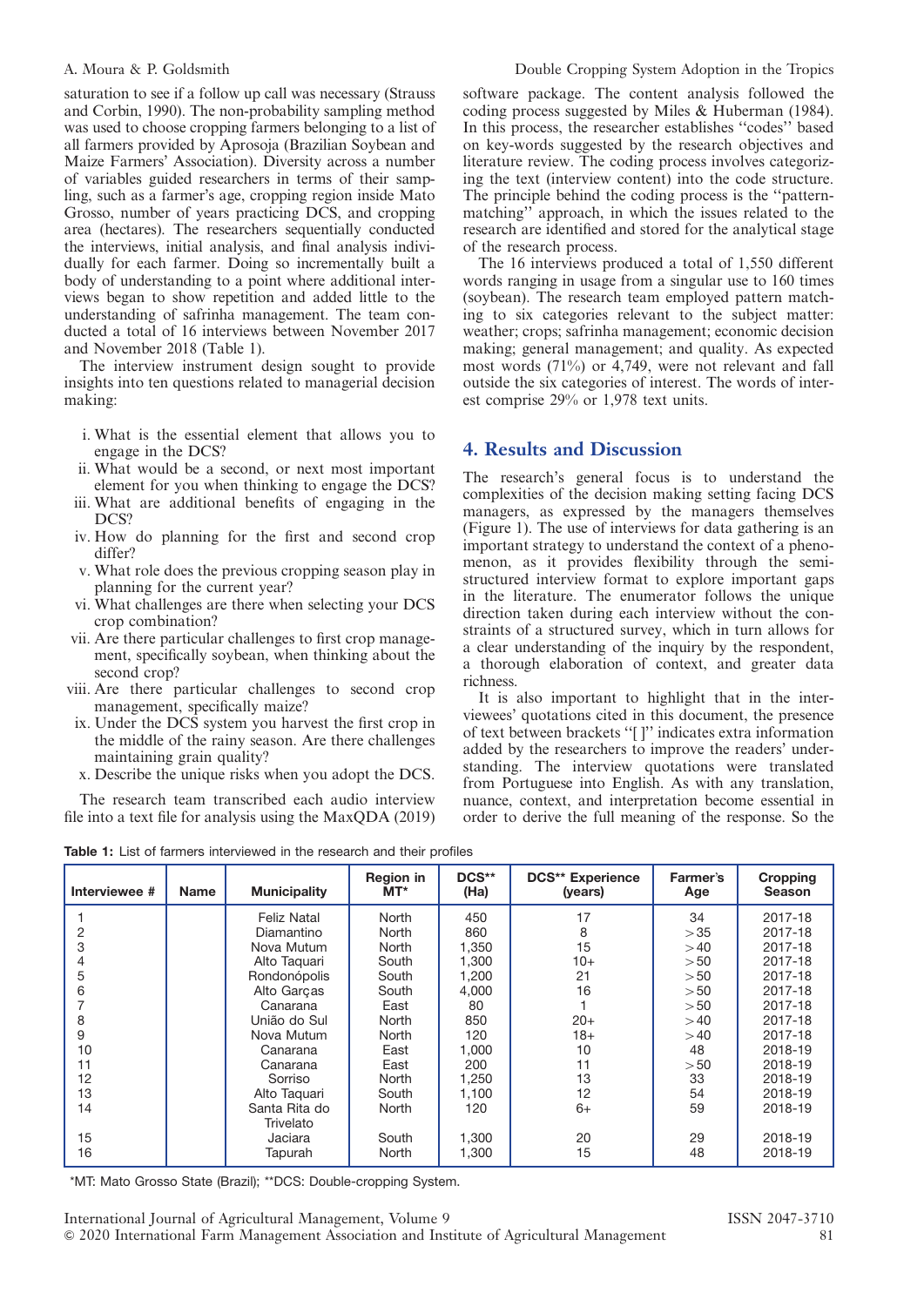saturation to see if a follow up call was necessary (Strauss and Corbin, 1990). The non-probability sampling method was used to choose cropping farmers belonging to a list of all farmers provided by Aprosoja (Brazilian Soybean and Maize Farmers' Association). Diversity across a number of variables guided researchers in terms of their sampling, such as a farmer's age, cropping region inside Mato Grosso, number of years practicing DCS, and cropping area (hectares). The researchers sequentially conducted the interviews, initial analysis, and final analysis individually for each farmer. Doing so incrementally built a body of understanding to a point where additional interviews began to show repetition and added little to the understanding of safrinha management. The team conducted a total of 16 interviews between November 2017 and November 2018 (Table 1).

The interview instrument design sought to provide insights into ten questions related to managerial decision making:

i. What is the essential element that allows you to engage in the DCS?
ii. What would be a second, or next most important element for you when thinking to engage the DCS?
iii. What are additional benefits of engaging in the DCS?
iv. How do planning for the first and second crop differ?
v. What role does the previous cropping season play in planning for the current year?
vi. What challenges are there when selecting your DCS crop combination?
vii. Are there particular challenges to first crop management, specifically soybean, when thinking about the second crop?
viii. Are there particular challenges to second crop management, specifically maize?
ix. Under the DCS system you harvest the first crop in the middle of the rainy season. Are there challenges maintaining grain quality?
x. Describe the unique risks when you adopt the DCS.

The research team transcribed each audio interview file into a text file for analysis using the MaxQDA (2019) software package. The content analysis followed the coding process suggested by Miles & Huberman (1984). In this process, the researcher establishes ''codes'' based on key-words suggested by the research objectives and literature review. The coding process involves categorizing the text (interview content) into the code structure. The principle behind the coding process is the ''pattern-matching'' approach, in which the issues related to the research are identified and stored for the analytical stage of the research process.

The 16 interviews produced a total of 1,550 different words ranging in usage from a singular use to 160 times (soybean). The research team employed pattern matching to six categories relevant to the subject matter: weather; crops; safrinha management; economic decision making; general management; and quality. As expected most words (71%) or 4,749, were not relevant and fall outside the six categories of interest. The words of interest comprise 29% or 1,978 text units.

## 4. Results and Discussion

The research's general focus is to understand the complexities of the decision making setting facing DCS managers, as expressed by the managers themselves (Figure 1). The use of interviews for data gathering is an important strategy to understand the context of a phenomenon, as it provides flexibility through the semi-structured interview format to explore important gaps in the literature. The enumerator follows the unique direction taken during each interview without the constraints of a structured survey, which in turn allows for a clear understanding of the inquiry by the respondent, a thorough elaboration of context, and greater data richness.

It is also important to highlight that in the interviewees' quotations cited in this document, the presence of text between brackets ''[ ]'' indicates extra information added by the researchers to improve the readers' understanding. The interview quotations were translated from Portuguese into English. As with any translation, nuance, context, and interpretation become essential in order to derive the full meaning of the response. So the

**Table 1:** List of farmers interviewed in the research and their profiles

| Interviewee # | Name | Municipality | Region in MT* | DCS** (Ha) | DCS** Experience (years) | Farmer's Age | Cropping Season |
|---|---|---|---|---|---|---|---|
| 1 | | Feliz Natal | North | 450 | 17 | 34 | 2017-18 |
| 2 | | Diamantino | North | 860 | 8 | >35 | 2017-18 |
| 3 | | Nova Mutum | North | 1,350 | 15 | >40 | 2017-18 |
| 4 | | Alto Taquari | South | 1,300 | 10+ | >50 | 2017-18 |
| 5 | | Rondonópolis | South | 1,200 | 21 | >50 | 2017-18 |
| 6 | | Alto Garças | South | 4,000 | 16 | >50 | 2017-18 |
| 7 | | Canarana | East | 80 | 1 | >50 | 2017-18 |
| 8 | | União do Sul | North | 850 | 20+ | >40 | 2017-18 |
| 9 | | Nova Mutum | North | 120 | 18+ | >40 | 2017-18 |
| 10 | | Canarana | East | 1,000 | 10 | 48 | 2018-19 |
| 11 | | Canarana | East | 200 | 11 | >50 | 2018-19 |
| 12 | | Sorriso | North | 1,250 | 13 | 33 | 2018-19 |
| 13 | | Alto Taquari | South | 1,100 | 12 | 54 | 2018-19 |
| 14 | | Santa Rita do Trivelato | North | 120 | 6+ | 59 | 2018-19 |
| 15 | | Jaciara | South | 1,300 | 20 | 29 | 2018-19 |
| 16 | | Tapurah | North | 1,300 | 15 | 48 | 2018-19 |

*MT: Mato Grosso State (Brazil); **DCS: Double-cropping System.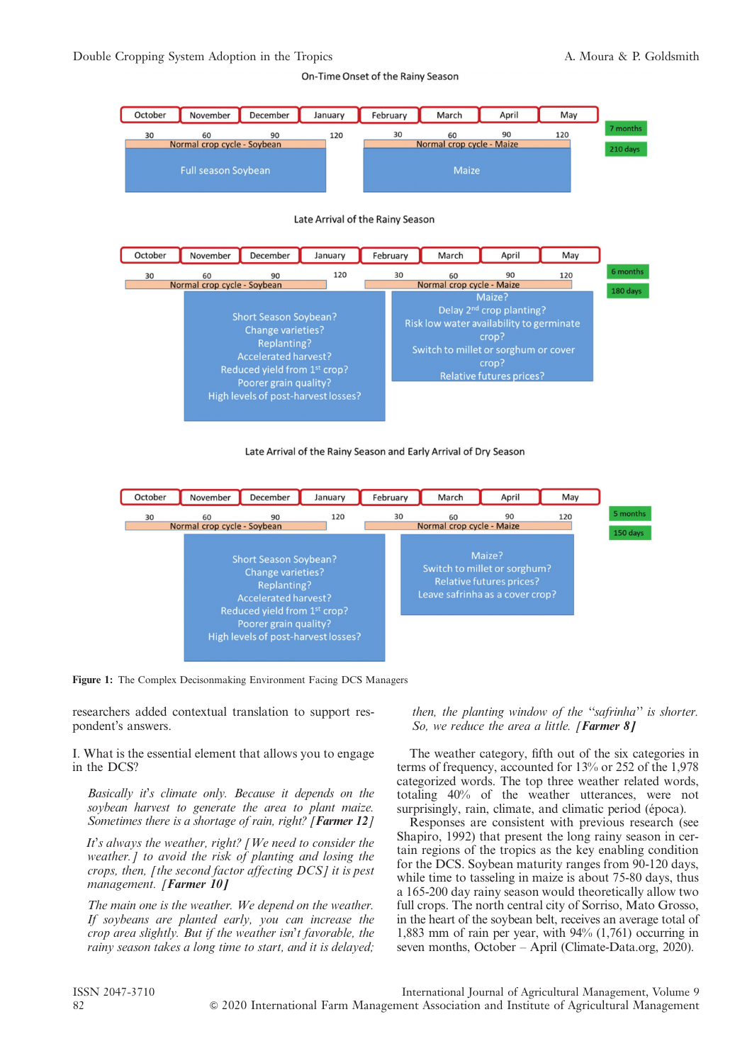On-Time Onset of the Rainy Season

| October | November | December | January | February | March | April | May |
|---|---|---|---|---|---|---|---|
| 30 | 60 | 90 | 120 | 30 | 60 | 90 | 120 |

Normal crop cycle - Soybean — Full season Soybean

Normal crop cycle - Maize — Maize

7 months

210 days

Late Arrival of the Rainy Season

| October | November | December | January | February | March | April | May |
|---|---|---|---|---|---|---|---|
| 30 | 60 | 90 | 120 | 30 | 60 | 90 | 120 |

Normal crop cycle - Soybean

Short Season Soybean?
Change varieties?
Replanting?
Accelerated harvest?
Reduced yield from 1st crop?
Poorer grain quality?
High levels of post-harvest losses?

Normal crop cycle - Maize

Maize?
Delay 2nd crop planting?
Risk low water availability to germinate crop?
Switch to millet or sorghum or cover crop?
Relative futures prices?

6 months

180 days

Late Arrival of the Rainy Season and Early Arrival of Dry Season

| October | November | December | January | February | March | April | May |
|---|---|---|---|---|---|---|---|
| 30 | 60 | 90 | 120 | 30 | 60 | 90 | 120 |

Normal crop cycle - Soybean

Short Season Soybean?
Change varieties?
Replanting?
Accelerated harvest?
Reduced yield from 1st crop?
Poorer grain quality?
High levels of post-harvest losses?

Normal crop cycle - Maize

Maize?
Switch to millet or sorghum?
Relative futures prices?
Leave safrinha as a cover crop?

5 months

150 days

**Figure 1:** The Complex Decisonmaking Environment Facing DCS Managers

researchers added contextual translation to support respondent's answers.

I. What is the essential element that allows you to engage in the DCS?

> *Basically it's climate only. Because it depends on the soybean harvest to generate the area to plant maize. Sometimes there is a shortage of rain, right?* ***[Farmer 12]***

> *It's always the weather, right? [We need to consider the weather.] to avoid the risk of planting and losing the crops, then, [the second factor affecting DCS] it is pest management.* ***[Farmer 10]***

> *The main one is the weather. We depend on the weather. If soybeans are planted early, you can increase the crop area slightly. But if the weather isn't favorable, the rainy season takes a long time to start, and it is delayed; then, the planting window of the "safrinha" is shorter. So, we reduce the area a little.* ***[Farmer 8]***

The weather category, fifth out of the six categories in terms of frequency, accounted for 13% or 252 of the 1,978 categorized words. The top three weather related words, totaling 40% of the weather utterances, were not surprisingly, rain, climate, and climatic period (época).

Responses are consistent with previous research (see Shapiro, 1992) that present the long rainy season in certain regions of the tropics as the key enabling condition for the DCS. Soybean maturity ranges from 90-120 days, while time to tasseling in maize is about 75-80 days, thus a 165-200 day rainy season would theoretically allow two full crops. The north central city of Sorriso, Mato Grosso, in the heart of the soybean belt, receives an average total of 1,883 mm of rain per year, with 94% (1,761) occurring in seven months, October – April (Climate-Data.org, 2020).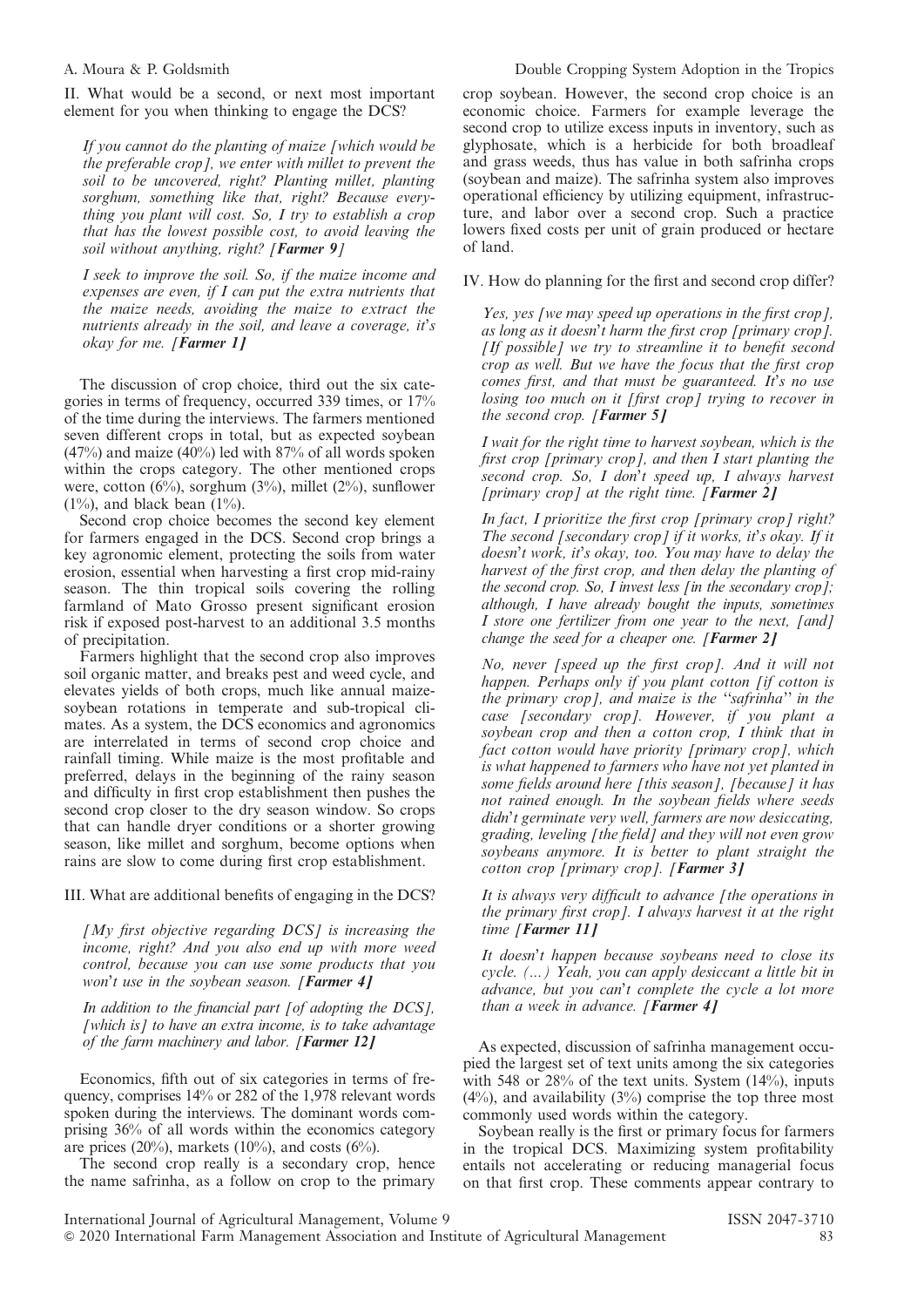II. What would be a second, or next most important element for you when thinking to engage the DCS?

> *If you cannot do the planting of maize [which would be the preferable crop], we enter with millet to prevent the soil to be uncovered, right? Planting millet, planting sorghum, something like that, right? Because everything you plant will cost. So, I try to establish a crop that has the lowest possible cost, to avoid leaving the soil without anything, right? [**Farmer 9**]*

> *I seek to improve the soil. So, if the maize income and expenses are even, if I can put the extra nutrients that the maize needs, avoiding the maize to extract the nutrients already in the soil, and leave a coverage, it's okay for me. [**Farmer 1**]*

The discussion of crop choice, third out the six categories in terms of frequency, occurred 339 times, or 17% of the time during the interviews. The farmers mentioned seven different crops in total, but as expected soybean (47%) and maize (40%) led with 87% of all words spoken within the crops category. The other mentioned crops were, cotton (6%), sorghum (3%), millet (2%), sunflower (1%), and black bean (1%).

Second crop choice becomes the second key element for farmers engaged in the DCS. Second crop brings a key agronomic element, protecting the soils from water erosion, essential when harvesting a first crop mid-rainy season. The thin tropical soils covering the rolling farmland of Mato Grosso present significant erosion risk if exposed post-harvest to an additional 3.5 months of precipitation.

Farmers highlight that the second crop also improves soil organic matter, and breaks pest and weed cycle, and elevates yields of both crops, much like annual maize-soybean rotations in temperate and sub-tropical climates. As a system, the DCS economics and agronomics are interrelated in terms of second crop choice and rainfall timing. While maize is the most profitable and preferred, delays in the beginning of the rainy season and difficulty in first crop establishment then pushes the second crop closer to the dry season window. So crops that can handle dryer conditions or a shorter growing season, like millet and sorghum, become options when rains are slow to come during first crop establishment.

III. What are additional benefits of engaging in the DCS?

> *[My first objective regarding DCS] is increasing the income, right? And you also end up with more weed control, because you can use some products that you won't use in the soybean season. [**Farmer 4**]*

> *In addition to the financial part [of adopting the DCS], [which is] to have an extra income, is to take advantage of the farm machinery and labor. [**Farmer 12**]*

Economics, fifth out of six categories in terms of frequency, comprises 14% or 282 of the 1,978 relevant words spoken during the interviews. The dominant words comprising 36% of all words within the economics category are prices (20%), markets (10%), and costs (6%).

The second crop really is a secondary crop, hence the name safrinha, as a follow on crop to the primary crop soybean. However, the second crop choice is an economic choice. Farmers for example leverage the second crop to utilize excess inputs in inventory, such as glyphosate, which is a herbicide for both broadleaf and grass weeds, thus has value in both safrinha crops (soybean and maize). The safrinha system also improves operational efficiency by utilizing equipment, infrastructure, and labor over a second crop. Such a practice lowers fixed costs per unit of grain produced or hectare of land.

IV. How do planning for the first and second crop differ?

> *Yes, yes [we may speed up operations in the first crop], as long as it doesn't harm the first crop [primary crop]. [If possible] we try to streamline it to benefit second crop as well. But we have the focus that the first crop comes first, and that must be guaranteed. It's no use losing too much on it [first crop] trying to recover in the second crop. [**Farmer 5**]*

> *I wait for the right time to harvest soybean, which is the first crop [primary crop], and then I start planting the second crop. So, I don't speed up, I always harvest [primary crop] at the right time. [**Farmer 2**]*

> *In fact, I prioritize the first crop [primary crop] right? The second [secondary crop] if it works, it's okay. If it doesn't work, it's okay, too. You may have to delay the harvest of the first crop, and then delay the planting of the second crop. So, I invest less [in the secondary crop]; although, I have already bought the inputs, sometimes I store one fertilizer from one year to the next, [and] change the seed for a cheaper one. [**Farmer 2**]*

> *No, never [speed up the first crop]. And it will not happen. Perhaps only if you plant cotton [if cotton is the primary crop], and maize is the "safrinha" in the case [secondary crop]. However, if you plant a soybean crop and then a cotton crop, I think that in fact cotton would have priority [primary crop], which is what happened to farmers who have not yet planted in some fields around here [this season], [because] it has not rained enough. In the soybean fields where seeds didn't germinate very well, farmers are now desiccating, grading, leveling [the field] and they will not even grow soybeans anymore. It is better to plant straight the cotton crop [primary crop]. [**Farmer 3**]*

> *It is always very difficult to advance [the operations in the primary first crop]. I always harvest it at the right time [**Farmer 11**]*

> *It doesn't happen because soybeans need to close its cycle. (...) Yeah, you can apply desiccant a little bit in advance, but you can't complete the cycle a lot more than a week in advance. [**Farmer 4**]*

As expected, discussion of safrinha management occupied the largest set of text units among the six categories with 548 or 28% of the text units. System (14%), inputs (4%), and availability (3%) comprise the top three most commonly used words within the category.

Soybean really is the first or primary focus for farmers in the tropical DCS. Maximizing system profitability entails not accelerating or reducing managerial focus on that first crop. These comments appear contrary to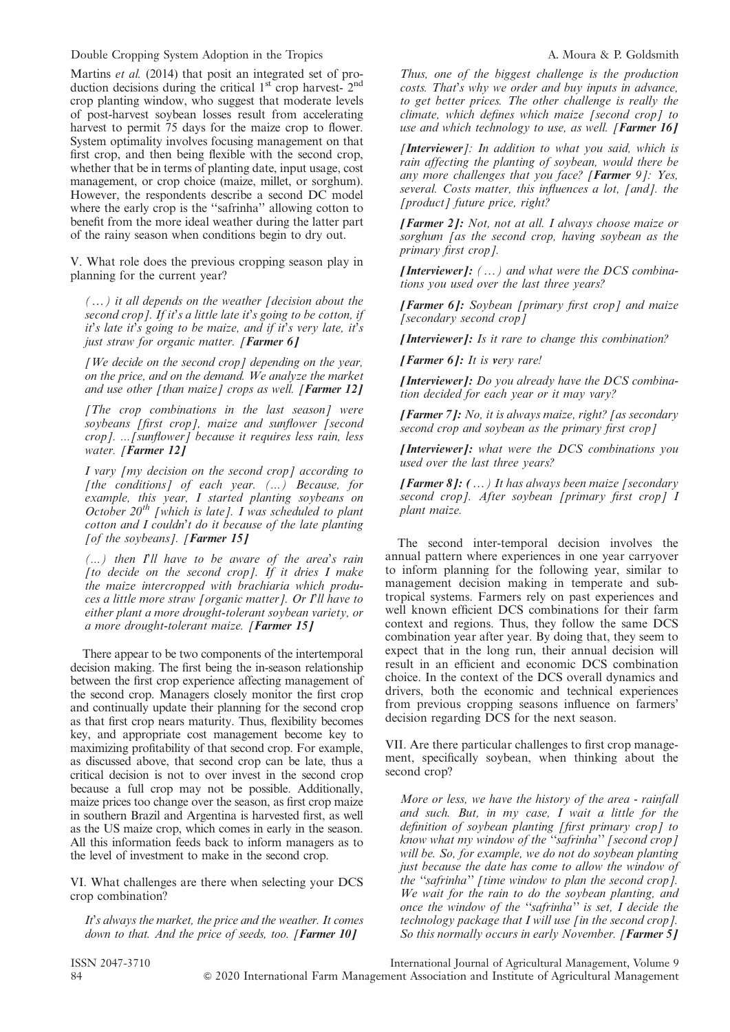Martins *et al.* (2014) that posit an integrated set of production decisions during the critical 1st crop harvest- 2nd crop planting window, who suggest that moderate levels of post-harvest soybean losses result from accelerating harvest to permit 75 days for the maize crop to flower. System optimality involves focusing management on that first crop, and then being flexible with the second crop, whether that be in terms of planting date, input usage, cost management, or crop choice (maize, millet, or sorghum). However, the respondents describe a second DC model where the early crop is the "safrinha" allowing cotton to benefit from the more ideal weather during the latter part of the rainy season when conditions begin to dry out.

V. What role does the previous cropping season play in planning for the current year?

> *(…) it all depends on the weather [decision about the second crop]. If it's a little late it's going to be cotton, if it's late it's going to be maize, and if it's very late, it's just straw for organic matter.* ***[Farmer 6]***

> *[We decide on the second crop] depending on the year, on the price, and on the demand. We analyze the market and use other [than maize] crops as well.* ***[Farmer 12]***

> *[The crop combinations in the last season] were soybeans [first crop], maize and sunflower [second crop]. …[sunflower] because it requires less rain, less water.* ***[Farmer 12]***

> *I vary [my decision on the second crop] according to [the conditions] of each year. (…) Because, for example, this year, I started planting soybeans on October 20th [which is late]. I was scheduled to plant cotton and I couldn't do it because of the late planting [of the soybeans].* ***[Farmer 15]***

> *(…) then I'll have to be aware of the area's rain [to decide on the second crop]. If it dries I make the maize intercropped with brachiaria which produces a little more straw [organic matter]. Or I'll have to either plant a more drought-tolerant soybean variety, or a more drought-tolerant maize.* ***[Farmer 15]***

There appear to be two components of the intertemporal decision making. The first being the in-season relationship between the first crop experience affecting management of the second crop. Managers closely monitor the first crop and continually update their planning for the second crop as that first crop nears maturity. Thus, flexibility becomes key, and appropriate cost management become key to maximizing profitability of that second crop. For example, as discussed above, that second crop can be late, thus a critical decision is not to over invest in the second crop because a full crop may not be possible. Additionally, maize prices too change over the season, as first crop maize in southern Brazil and Argentina is harvested first, as well as the US maize crop, which comes in early in the season. All this information feeds back to inform managers as to the level of investment to make in the second crop.

VI. What challenges are there when selecting your DCS crop combination?

> *It's always the market, the price and the weather. It comes down to that. And the price of seeds, too.* ***[Farmer 10]***

> *Thus, one of the biggest challenge is the production costs. That's why we order and buy inputs in advance, to get better prices. The other challenge is really the climate, which defines which maize [second crop] to use and which technology to use, as well.* ***[Farmer 16]***

> ***[Interviewer]****: In addition to what you said, which is rain affecting the planting of soybean, would there be any more challenges that you face?* ***[Farmer 9]****: Yes, several. Costs matter, this influences a lot, [and]. the [product] future price, right?*

> ***[Farmer 2]:*** *Not, not at all. I always choose maize or sorghum [as the second crop, having soybean as the primary first crop].*

> ***[Interviewer]:*** *(…) and what were the DCS combinations you used over the last three years?*

> ***[Farmer 6]:*** *Soybean [primary first crop] and maize [secondary second crop]*

> ***[Interviewer]:*** *Is it rare to change this combination?*

> ***[Farmer 6]:*** *It is very rare!*

> ***[Interviewer]:*** *Do you already have the DCS combination decided for each year or it may vary?*

> ***[Farmer 7]:*** *No, it is always maize, right? [as secondary second crop and soybean as the primary first crop]*

> ***[Interviewer]:*** *what were the DCS combinations you used over the last three years?*

> ***[Farmer 8]:*** *(…) It has always been maize [secondary second crop]. After soybean [primary first crop] I plant maize.*

The second inter-temporal decision involves the annual pattern where experiences in one year carryover to inform planning for the following year, similar to management decision making in temperate and subtropical systems. Farmers rely on past experiences and well known efficient DCS combinations for their farm context and regions. Thus, they follow the same DCS combination year after year. By doing that, they seem to expect that in the long run, their annual decision will result in an efficient and economic DCS combination choice. In the context of the DCS overall dynamics and drivers, both the economic and technical experiences from previous cropping seasons influence on farmers' decision regarding DCS for the next season.

VII. Are there particular challenges to first crop management, specifically soybean, when thinking about the second crop?

> *More or less, we have the history of the area - rainfall and such. But, in my case, I wait a little for the definition of soybean planting [first primary crop] to know what my window of the "safrinha" [second crop] will be. So, for example, we do not do soybean planting just because the date has come to allow the window of the "safrinha" [time window to plan the second crop]. We wait for the rain to do the soybean planting, and once the window of the "safrinha" is set, I decide the technology package that I will use [in the second crop]. So this normally occurs in early November.* ***[Farmer 5]***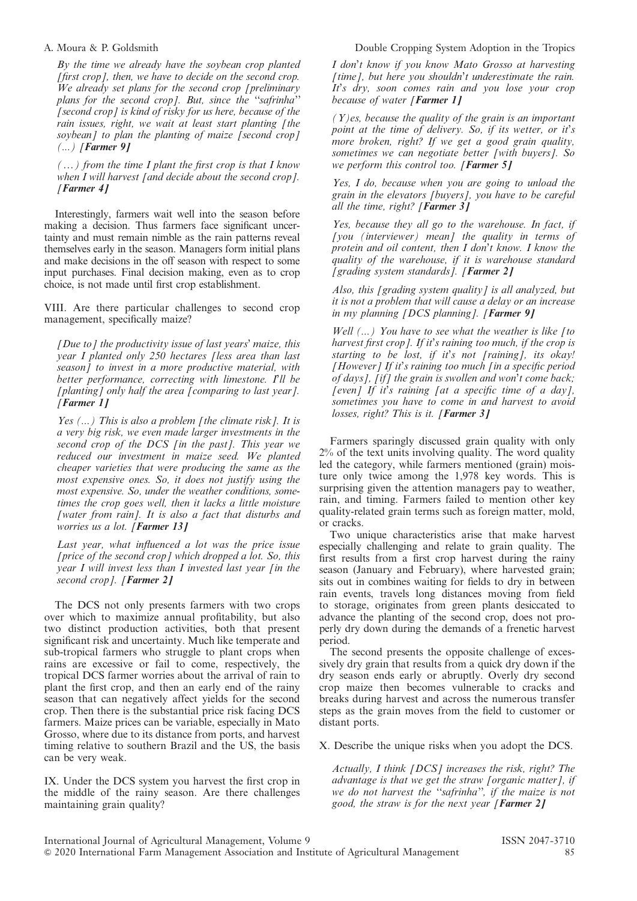*By the time we already have the soybean crop planted [first crop], then, we have to decide on the second crop. We already set plans for the second crop [preliminary plans for the second crop]. But, since the "safrinha" [second crop] is kind of risky for us here, because of the rain issues, right, we wait at least start planting [the soybean] to plan the planting of maize [second crop] (...) **[Farmer 9]***

*( ... ) from the time I plant the first crop is that I know when I will harvest [and decide about the second crop]. **[Farmer 4]***

Interestingly, farmers wait well into the season before making a decision. Thus farmers face significant uncertainty and must remain nimble as the rain patterns reveal themselves early in the season. Managers form initial plans and make decisions in the off season with respect to some input purchases. Final decision making, even as to crop choice, is not made until first crop establishment.

VIII. Are there particular challenges to second crop management, specifically maize?

*[Due to] the productivity issue of last years' maize, this year I planted only 250 hectares [less area than last season] to invest in a more productive material, with better performance, correcting with limestone. I'll be [planting] only half the area [comparing to last year]. **[Farmer 1]***

*Yes (...) This is also a problem [the climate risk]. It is a very big risk, we even made larger investments in the second crop of the DCS [in the past]. This year we reduced our investment in maize seed. We planted cheaper varieties that were producing the same as the most expensive ones. So, it does not justify using the most expensive. So, under the weather conditions, sometimes the crop goes well, then it lacks a little moisture [water from rain]. It is also a fact that disturbs and worries us a lot. **[Farmer 13]***

*Last year, what influenced a lot was the price issue [price of the second crop] which dropped a lot. So, this year I will invest less than I invested last year [in the second crop]. **[Farmer 2]***

The DCS not only presents farmers with two crops over which to maximize annual profitability, but also two distinct production activities, both that present significant risk and uncertainty. Much like temperate and sub-tropical farmers who struggle to plant crops when rains are excessive or fail to come, respectively, the tropical DCS farmer worries about the arrival of rain to plant the first crop, and then an early end of the rainy season that can negatively affect yields for the second crop. Then there is the substantial price risk facing DCS farmers. Maize prices can be variable, especially in Mato Grosso, where due to its distance from ports, and harvest timing relative to southern Brazil and the US, the basis can be very weak.

IX. Under the DCS system you harvest the first crop in the middle of the rainy season. Are there challenges maintaining grain quality?

*I don't know if you know Mato Grosso at harvesting [time], but here you shouldn't underestimate the rain. It's dry, soon comes rain and you lose your crop because of water **[Farmer 1]***

*(Y)es, because the quality of the grain is an important point at the time of delivery. So, if its wetter, or it's more broken, right? If we get a good grain quality, sometimes we can negotiate better [with buyers]. So we perform this control too. **[Farmer 5]***

*Yes, I do, because when you are going to unload the grain in the elevators [buyers], you have to be careful all the time, right? **[Farmer 3]***

*Yes, because they all go to the warehouse. In fact, if [you (interviewer) mean] the quality in terms of protein and oil content, then I don't know. I know the quality of the warehouse, if it is warehouse standard [grading system standards]. **[Farmer 2]***

*Also, this [grading system quality] is all analyzed, but it is not a problem that will cause a delay or an increase in my planning [DCS planning]. **[Farmer 9]***

*Well (...) You have to see what the weather is like [to harvest first crop]. If it's raining too much, if the crop is starting to be lost, if it's not [raining], its okay! [However] If it's raining too much [in a specific period of days], [if] the grain is swollen and won't come back; [even] If it's raining [at a specific time of a day], sometimes you have to come in and harvest to avoid losses, right? This is it. **[Farmer 3]***

Farmers sparingly discussed grain quality with only 2% of the text units involving quality. The word quality led the category, while farmers mentioned (grain) moisture only twice among the 1,978 key words. This is surprising given the attention managers pay to weather, rain, and timing. Farmers failed to mention other key quality-related grain terms such as foreign matter, mold, or cracks.

Two unique characteristics arise that make harvest especially challenging and relate to grain quality. The first results from a first crop harvest during the rainy season (January and February), where harvested grain; sits out in combines waiting for fields to dry in between rain events, travels long distances moving from field to storage, originates from green plants desiccated to advance the planting of the second crop, does not properly dry down during the demands of a frenetic harvest period.

The second presents the opposite challenge of excessively dry grain that results from a quick dry down if the dry season ends early or abruptly. Overly dry second crop maize then becomes vulnerable to cracks and breaks during harvest and across the numerous transfer steps as the grain moves from the field to customer or distant ports.

X. Describe the unique risks when you adopt the DCS.

*Actually, I think [DCS] increases the risk, right? The advantage is that we get the straw [organic matter], if we do not harvest the "safrinha", if the maize is not good, the straw is for the next year **[Farmer 2]***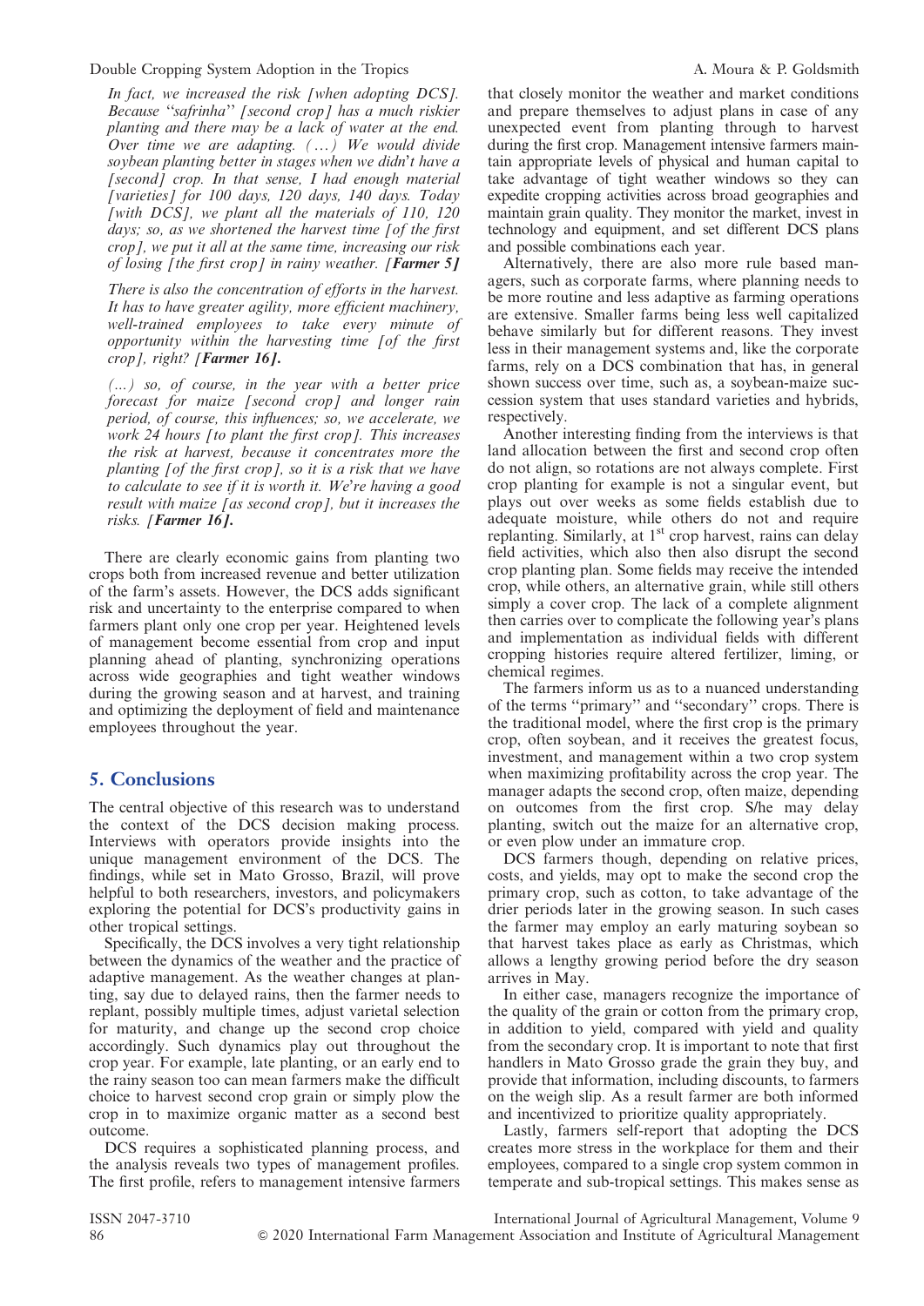*In fact, we increased the risk [when adopting DCS]. Because "safrinha" [second crop] has a much riskier planting and there may be a lack of water at the end. Over time we are adapting. (…) We would divide soybean planting better in stages when we didn't have a [second] crop. In that sense, I had enough material [varieties] for 100 days, 120 days, 140 days. Today [with DCS], we plant all the materials of 110, 120 days; so, as we shortened the harvest time [of the first crop], we put it all at the same time, increasing our risk of losing [the first crop] in rainy weather.* ***[Farmer 5]***

*There is also the concentration of efforts in the harvest. It has to have greater agility, more efficient machinery, well-trained employees to take every minute of opportunity within the harvesting time [of the first crop], right?* ***[Farmer 16].***

*(...) so, of course, in the year with a better price forecast for maize [second crop] and longer rain period, of course, this influences; so, we accelerate, we work 24 hours [to plant the first crop]. This increases the risk at harvest, because it concentrates more the planting [of the first crop], so it is a risk that we have to calculate to see if it is worth it. We're having a good result with maize [as second crop], but it increases the risks.* ***[Farmer 16].***

There are clearly economic gains from planting two crops both from increased revenue and better utilization of the farm's assets. However, the DCS adds significant risk and uncertainty to the enterprise compared to when farmers plant only one crop per year. Heightened levels of management become essential from crop and input planning ahead of planting, synchronizing operations across wide geographies and tight weather windows during the growing season and at harvest, and training and optimizing the deployment of field and maintenance employees throughout the year.

## 5. Conclusions

The central objective of this research was to understand the context of the DCS decision making process. Interviews with operators provide insights into the unique management environment of the DCS. The findings, while set in Mato Grosso, Brazil, will prove helpful to both researchers, investors, and policymakers exploring the potential for DCS's productivity gains in other tropical settings.

Specifically, the DCS involves a very tight relationship between the dynamics of the weather and the practice of adaptive management. As the weather changes at planting, say due to delayed rains, then the farmer needs to replant, possibly multiple times, adjust varietal selection for maturity, and change up the second crop choice accordingly. Such dynamics play out throughout the crop year. For example, late planting, or an early end to the rainy season too can mean farmers make the difficult choice to harvest second crop grain or simply plow the crop in to maximize organic matter as a second best outcome.

DCS requires a sophisticated planning process, and the analysis reveals two types of management profiles. The first profile, refers to management intensive farmers that closely monitor the weather and market conditions and prepare themselves to adjust plans in case of any unexpected event from planting through to harvest during the first crop. Management intensive farmers maintain appropriate levels of physical and human capital to take advantage of tight weather windows so they can expedite cropping activities across broad geographies and maintain grain quality. They monitor the market, invest in technology and equipment, and set different DCS plans and possible combinations each year.

Alternatively, there are also more rule based managers, such as corporate farms, where planning needs to be more routine and less adaptive as farming operations are extensive. Smaller farms being less well capitalized behave similarly but for different reasons. They invest less in their management systems and, like the corporate farms, rely on a DCS combination that has, in general shown success over time, such as, a soybean-maize succession system that uses standard varieties and hybrids, respectively.

Another interesting finding from the interviews is that land allocation between the first and second crop often do not align, so rotations are not always complete. First crop planting for example is not a singular event, but plays out over weeks as some fields establish due to adequate moisture, while others do not and require replanting. Similarly, at 1st crop harvest, rains can delay field activities, which also then also disrupt the second crop planting plan. Some fields may receive the intended crop, while others, an alternative grain, while still others simply a cover crop. The lack of a complete alignment then carries over to complicate the following year's plans and implementation as individual fields with different cropping histories require altered fertilizer, liming, or chemical regimes.

The farmers inform us as to a nuanced understanding of the terms "primary" and "secondary" crops. There is the traditional model, where the first crop is the primary crop, often soybean, and it receives the greatest focus, investment, and management within a two crop system when maximizing profitability across the crop year. The manager adapts the second crop, often maize, depending on outcomes from the first crop. S/he may delay planting, switch out the maize for an alternative crop, or even plow under an immature crop.

DCS farmers though, depending on relative prices, costs, and yields, may opt to make the second crop the primary crop, such as cotton, to take advantage of the drier periods later in the growing season. In such cases the farmer may employ an early maturing soybean so that harvest takes place as early as Christmas, which allows a lengthy growing period before the dry season arrives in May.

In either case, managers recognize the importance of the quality of the grain or cotton from the primary crop, in addition to yield, compared with yield and quality from the secondary crop. It is important to note that first handlers in Mato Grosso grade the grain they buy, and provide that information, including discounts, to farmers on the weigh slip. As a result farmer are both informed and incentivized to prioritize quality appropriately.

Lastly, farmers self-report that adopting the DCS creates more stress in the workplace for them and their employees, compared to a single crop system common in temperate and sub-tropical settings. This makes sense as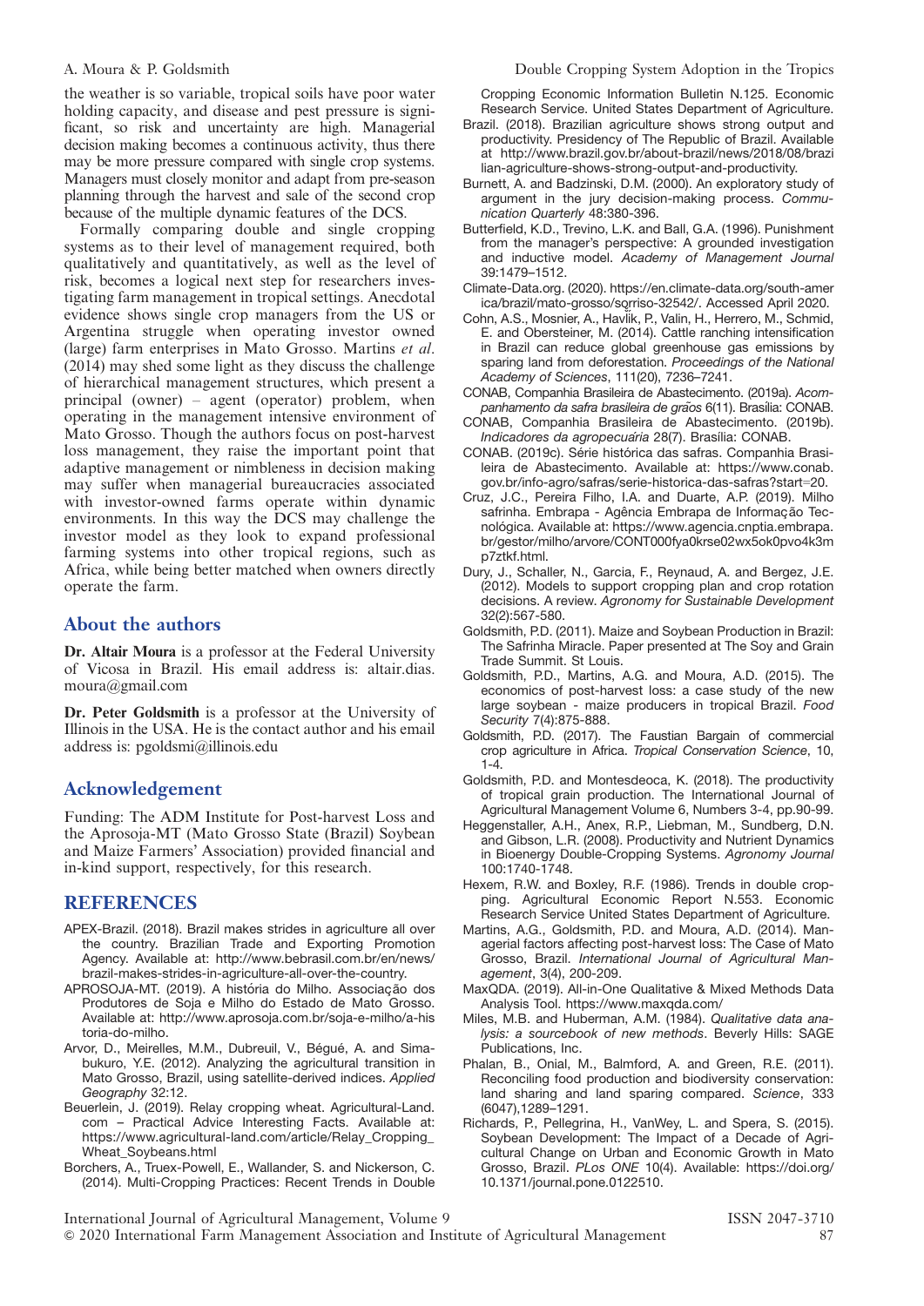the weather is so variable, tropical soils have poor water holding capacity, and disease and pest pressure is significant, so risk and uncertainty are high. Managerial decision making becomes a continuous activity, thus there may be more pressure compared with single crop systems. Managers must closely monitor and adapt from pre-season planning through the harvest and sale of the second crop because of the multiple dynamic features of the DCS.

Formally comparing double and single cropping systems as to their level of management required, both qualitatively and quantitatively, as well as the level of risk, becomes a logical next step for researchers investigating farm management in tropical settings. Anecdotal evidence shows single crop managers from the US or Argentina struggle when operating investor owned (large) farm enterprises in Mato Grosso. Martins *et al.* (2014) may shed some light as they discuss the challenge of hierarchical management structures, which present a principal (owner) – agent (operator) problem, when operating in the management intensive environment of Mato Grosso. Though the authors focus on post-harvest loss management, they raise the important point that adaptive management or nimbleness in decision making may suffer when managerial bureaucracies associated with investor-owned farms operate within dynamic environments. In this way the DCS may challenge the investor model as they look to expand professional farming systems into other tropical regions, such as Africa, while being better matched when owners directly operate the farm.

## About the authors

**Dr. Altair Moura** is a professor at the Federal University of Vicosa in Brazil. His email address is: altair.dias.moura@gmail.com

**Dr. Peter Goldsmith** is a professor at the University of Illinois in the USA. He is the contact author and his email address is: pgoldsmi@illinois.edu

## Acknowledgement

Funding: The ADM Institute for Post-harvest Loss and the Aprosoja-MT (Mato Grosso State (Brazil) Soybean and Maize Farmers' Association) provided financial and in-kind support, respectively, for this research.

## REFERENCES

APEX-Brazil. (2018). Brazil makes strides in agriculture all over the country. Brazilian Trade and Exporting Promotion Agency. Available at: http://www.bebrasil.com.br/en/news/brazil-makes-strides-in-agriculture-all-over-the-country.

APROSOJA-MT. (2019). A história do Milho. Associação dos Produtores de Soja e Milho do Estado de Mato Grosso. Available at: http://www.aprosoja.com.br/soja-e-milho/a-historia-do-milho.

Arvor, D., Meirelles, M.M., Dubreuil, V., Bégué, A. and Simabukuro, Y.E. (2012). Analyzing the agricultural transition in Mato Grosso, Brazil, using satellite-derived indices. *Applied Geography* 32:12.

Beuerlein, J. (2019). Relay cropping wheat. Agricultural-Land.com – Practical Advice Interesting Facts. Available at: https://www.agricultural-land.com/article/Relay_Cropping_Wheat_Soybeans.html

Borchers, A., Truex-Powell, E., Wallander, S. and Nickerson, C. (2014). Multi-Cropping Practices: Recent Trends in Double Cropping Economic Information Bulletin N.125. Economic Research Service. United States Department of Agriculture.

Brazil. (2018). Brazilian agriculture shows strong output and productivity. Presidency of The Republic of Brazil. Available at http://www.brazil.gov.br/about-brazil/news/2018/08/brazilian-agriculture-shows-strong-output-and-productivity.

Burnett, A. and Badzinski, D.M. (2000). An exploratory study of argument in the jury decision-making process. *Communication Quarterly* 48:380-396.

Butterfield, K.D., Trevino, L.K. and Ball, G.A. (1996). Punishment from the manager's perspective: A grounded investigation and inductive model. *Academy of Management Journal* 39:1479–1512.

Climate-Data.org. (2020). https://en.climate-data.org/south-america/brazil/mato-grosso/sorriso-32542/. Accessed April 2020.

Cohn, A.S., Mosnier, A., Havlík, P., Valin, H., Herrero, M., Schmid, E. and Obersteiner, M. (2014). Cattle ranching intensification in Brazil can reduce global greenhouse gas emissions by sparing land from deforestation. *Proceedings of the National Academy of Sciences*, 111(20), 7236–7241.

CONAB, Companhia Brasileira de Abastecimento. (2019a). *Acompanhamento da safra brasileira de grãos* 6(11). Brasília: CONAB.

CONAB, Companhia Brasileira de Abastecimento. (2019b). *Indicadores da agropecuária* 28(7). Brasília: CONAB.

CONAB. (2019c). Série histórica das safras. Companhia Brasileira de Abastecimento. Available at: https://www.conab.gov.br/info-agro/safras/serie-historica-das-safras?start=20.

Cruz, J.C., Pereira Filho, I.A. and Duarte, A.P. (2019). Milho safrinha. Embrapa - Agência Embrapa de Informação Tecnológica. Available at: https://www.agencia.cnptia.embrapa.br/gestor/milho/arvore/CONT000fya0krse02wx5ok0pvo4k3mp7ztkf.html.

Dury, J., Schaller, N., Garcia, F., Reynaud, A. and Bergez, J.E. (2012). Models to support cropping plan and crop rotation decisions. A review. *Agronomy for Sustainable Development* 32(2):567-580.

Goldsmith, P.D. (2011). Maize and Soybean Production in Brazil: The Safrinha Miracle. Paper presented at The Soy and Grain Trade Summit. St Louis.

Goldsmith, P.D., Martins, A.G. and Moura, A.D. (2015). The economics of post-harvest loss: a case study of the new large soybean - maize producers in tropical Brazil. *Food Security* 7(4):875-888.

Goldsmith, P.D. (2017). The Faustian Bargain of commercial crop agriculture in Africa. *Tropical Conservation Science*, 10, 1-4.

Goldsmith, P.D. and Montesdeoca, K. (2018). The productivity of tropical grain production. The International Journal of Agricultural Management Volume 6, Numbers 3-4, pp.90-99.

Heggenstaller, A.H., Anex, R.P., Liebman, M., Sundberg, D.N. and Gibson, L.R. (2008). Productivity and Nutrient Dynamics in Bioenergy Double-Cropping Systems. *Agronomy Journal* 100:1740-1748.

Hexem, R.W. and Boxley, R.F. (1986). Trends in double cropping. Agricultural Economic Report N.553. Economic Research Service United States Department of Agriculture.

Martins, A.G., Goldsmith, P.D. and Moura, A.D. (2014). Managerial factors affecting post-harvest loss: The Case of Mato Grosso, Brazil. *International Journal of Agricultural Management*, 3(4), 200-209.

MaxQDA. (2019). All-in-One Qualitative & Mixed Methods Data Analysis Tool. https://www.maxqda.com/

Miles, M.B. and Huberman, A.M. (1984). *Qualitative data analysis: a sourcebook of new methods*. Beverly Hills: SAGE Publications, Inc.

Phalan, B., Onial, M., Balmford, A. and Green, R.E. (2011). Reconciling food production and biodiversity conservation: land sharing and land sparing compared. *Science*, 333 (6047),1289–1291.

Richards, P., Pellegrina, H., VanWey, L. and Spera, S. (2015). Soybean Development: The Impact of a Decade of Agricultural Change on Urban and Economic Growth in Mato Grosso, Brazil. *PLos ONE* 10(4). Available: https://doi.org/10.1371/journal.pone.0122510.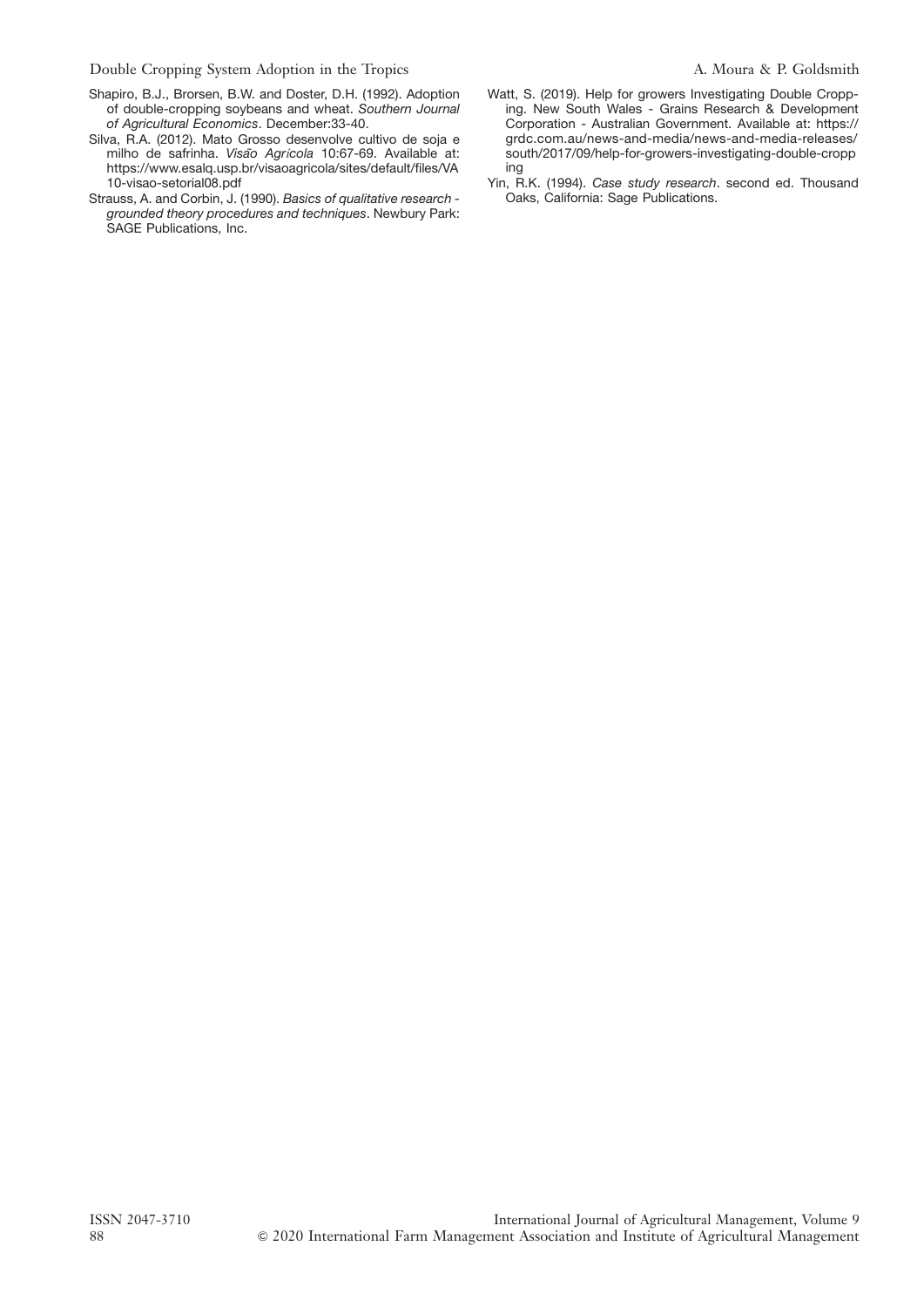Shapiro, B.J., Brorsen, B.W. and Doster, D.H. (1992). Adoption of double-cropping soybeans and wheat. *Southern Journal of Agricultural Economics*. December:33-40.

Silva, R.A. (2012). Mato Grosso desenvolve cultivo de soja e milho de safrinha. *Visão Agrícola* 10:67-69. Available at: https://www.esalq.usp.br/visaoagricola/sites/default/files/VA10-visao-setorial08.pdf

Strauss, A. and Corbin, J. (1990). *Basics of qualitative research - grounded theory procedures and techniques*. Newbury Park: SAGE Publications, Inc.

Watt, S. (2019). Help for growers Investigating Double Cropping. New South Wales - Grains Research & Development Corporation - Australian Government. Available at: https://grdc.com.au/news-and-media/news-and-media-releases/south/2017/09/help-for-growers-investigating-double-cropping

Yin, R.K. (1994). *Case study research*. second ed. Thousand Oaks, California: Sage Publications.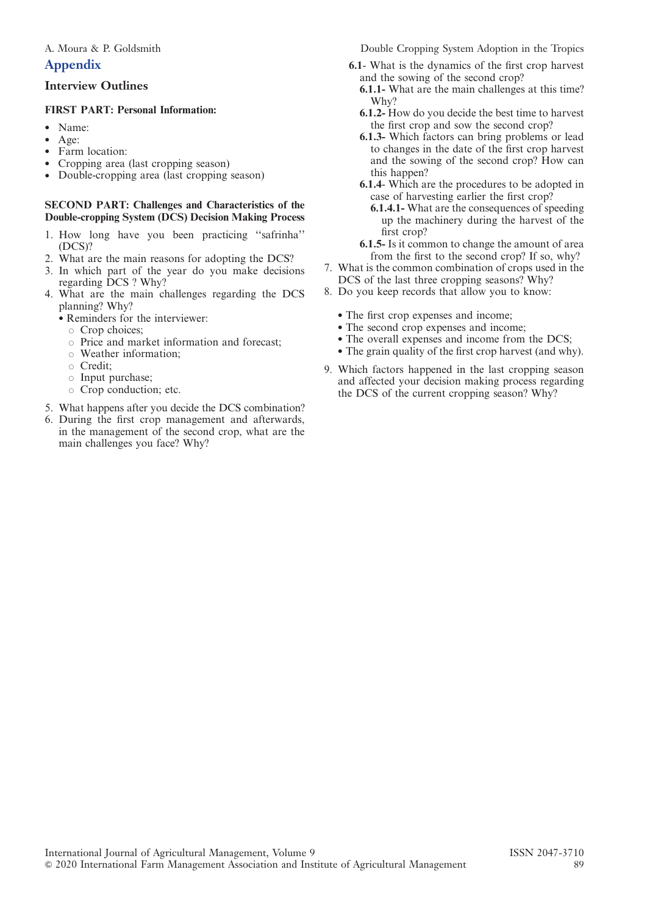## Appendix

### Interview Outlines

#### FIRST PART: Personal Information:

- Name:
- Age:
- Farm location:
- Cropping area (last cropping season)
- Double-cropping area (last cropping season)

#### SECOND PART: Challenges and Characteristics of the Double-cropping System (DCS) Decision Making Process

1. How long have you been practicing ''safrinha'' (DCS)?
2. What are the main reasons for adopting the DCS?
3. In which part of the year do you make decisions regarding DCS ? Why?
4. What are the main challenges regarding the DCS planning? Why?
   - Reminders for the interviewer:
     - Crop choices;
     - Price and market information and forecast;
     - Weather information;
     - Credit;
     - Input purchase;
     - Crop conduction; etc.
5. What happens after you decide the DCS combination?
6. During the first crop management and afterwards, in the management of the second crop, what are the main challenges you face? Why?

   **6.1**- What is the dynamics of the first crop harvest and the sowing of the second crop?

   **6.1.1-** What are the main challenges at this time? Why?

   **6.1.2-** How do you decide the best time to harvest the first crop and sow the second crop?

   **6.1.3-** Which factors can bring problems or lead to changes in the date of the first crop harvest and the sowing of the second crop? How can this happen?

   **6.1.4**- Which are the procedures to be adopted in case of harvesting earlier the first crop?

   **6.1.4.1-** What are the consequences of speeding up the machinery during the harvest of the first crop?

   **6.1.5-** Is it common to change the amount of area from the first to the second crop? If so, why?
7. What is the common combination of crops used in the DCS of the last three cropping seasons? Why?
8. Do you keep records that allow you to know:
   - The first crop expenses and income;
   - The second crop expenses and income;
   - The overall expenses and income from the DCS;
   - The grain quality of the first crop harvest (and why).
9. Which factors happened in the last cropping season and affected your decision making process regarding the DCS of the current cropping season? Why?